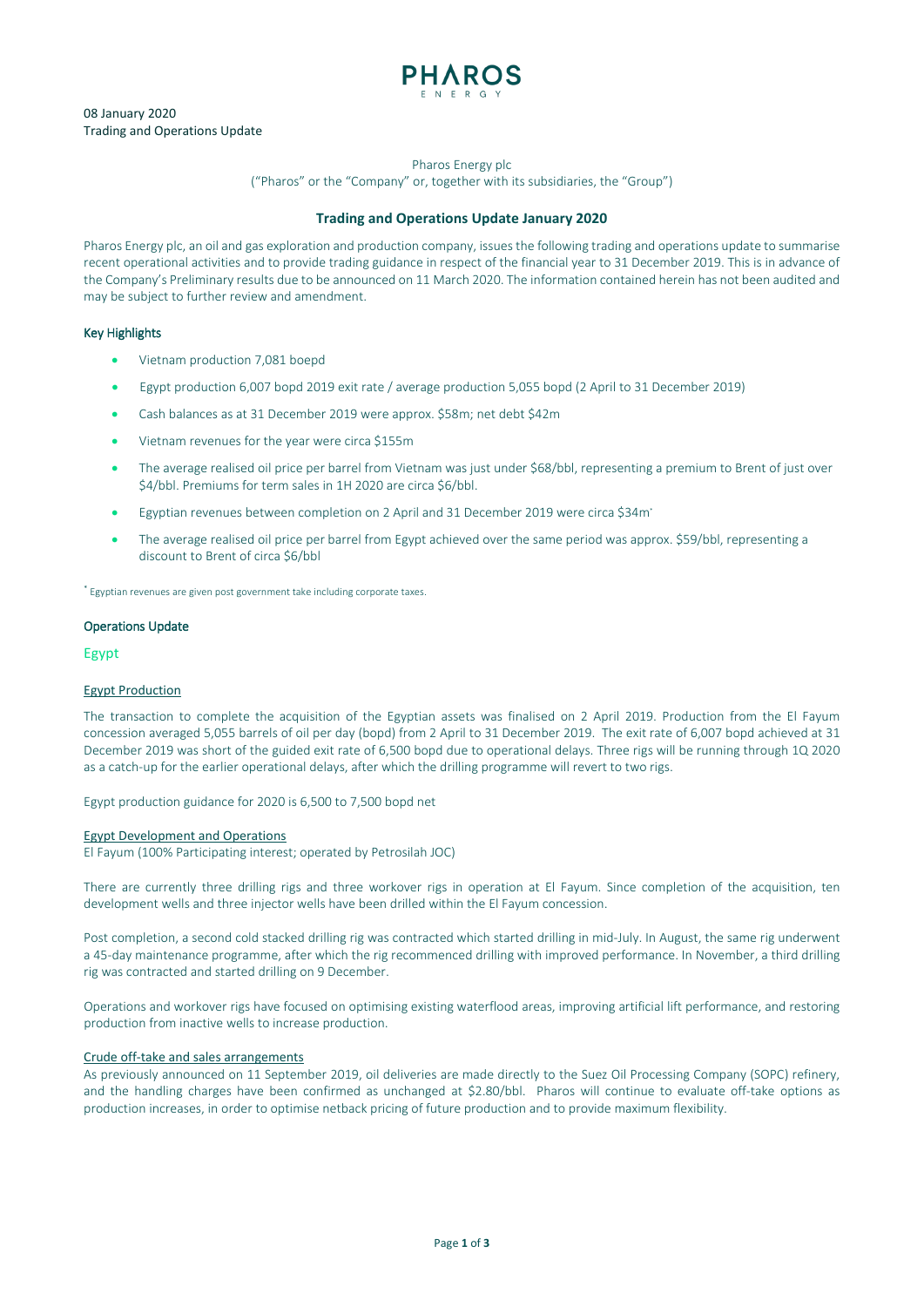08 January 2020
Trading and Operations Update

Pharos Energy plc
("Pharos" or the "Company" or, together with its subsidiaries, the "Group")

## Trading and Operations Update January 2020

Pharos Energy plc, an oil and gas exploration and production company, issues the following trading and operations update to summarise recent operational activities and to provide trading guidance in respect of the financial year to 31 December 2019. This is in advance of the Company's Preliminary results due to be announced on 11 March 2020. The information contained herein has not been audited and may be subject to further review and amendment.

### Key Highlights

- Vietnam production 7,081 boepd
- Egypt production 6,007 bopd 2019 exit rate / average production 5,055 bopd (2 April to 31 December 2019)
- Cash balances as at 31 December 2019 were approx. $58m; net debt $42m
- Vietnam revenues for the year were circa $155m
- The average realised oil price per barrel from Vietnam was just under $68/bbl, representing a premium to Brent of just over $4/bbl. Premiums for term sales in 1H 2020 are circa $6/bbl.
- Egyptian revenues between completion on 2 April and 31 December 2019 were circa $34m*
- The average realised oil price per barrel from Egypt achieved over the same period was approx. $59/bbl, representing a discount to Brent of circa $6/bbl

\* Egyptian revenues are given post government take including corporate taxes.

### Operations Update

## Egypt

#### Egypt Production

The transaction to complete the acquisition of the Egyptian assets was finalised on 2 April 2019. Production from the El Fayum concession averaged 5,055 barrels of oil per day (bopd) from 2 April to 31 December 2019. The exit rate of 6,007 bopd achieved at 31 December 2019 was short of the guided exit rate of 6,500 bopd due to operational delays. Three rigs will be running through 1Q 2020 as a catch-up for the earlier operational delays, after which the drilling programme will revert to two rigs.

Egypt production guidance for 2020 is 6,500 to 7,500 bopd net

#### Egypt Development and Operations

El Fayum (100% Participating interest; operated by Petrosilah JOC)

There are currently three drilling rigs and three workover rigs in operation at El Fayum. Since completion of the acquisition, ten development wells and three injector wells have been drilled within the El Fayum concession.

Post completion, a second cold stacked drilling rig was contracted which started drilling in mid-July. In August, the same rig underwent a 45-day maintenance programme, after which the rig recommenced drilling with improved performance. In November, a third drilling rig was contracted and started drilling on 9 December.

Operations and workover rigs have focused on optimising existing waterflood areas, improving artificial lift performance, and restoring production from inactive wells to increase production.

#### Crude off-take and sales arrangements

As previously announced on 11 September 2019, oil deliveries are made directly to the Suez Oil Processing Company (SOPC) refinery, and the handling charges have been confirmed as unchanged at $2.80/bbl. Pharos will continue to evaluate off-take options as production increases, in order to optimise netback pricing of future production and to provide maximum flexibility.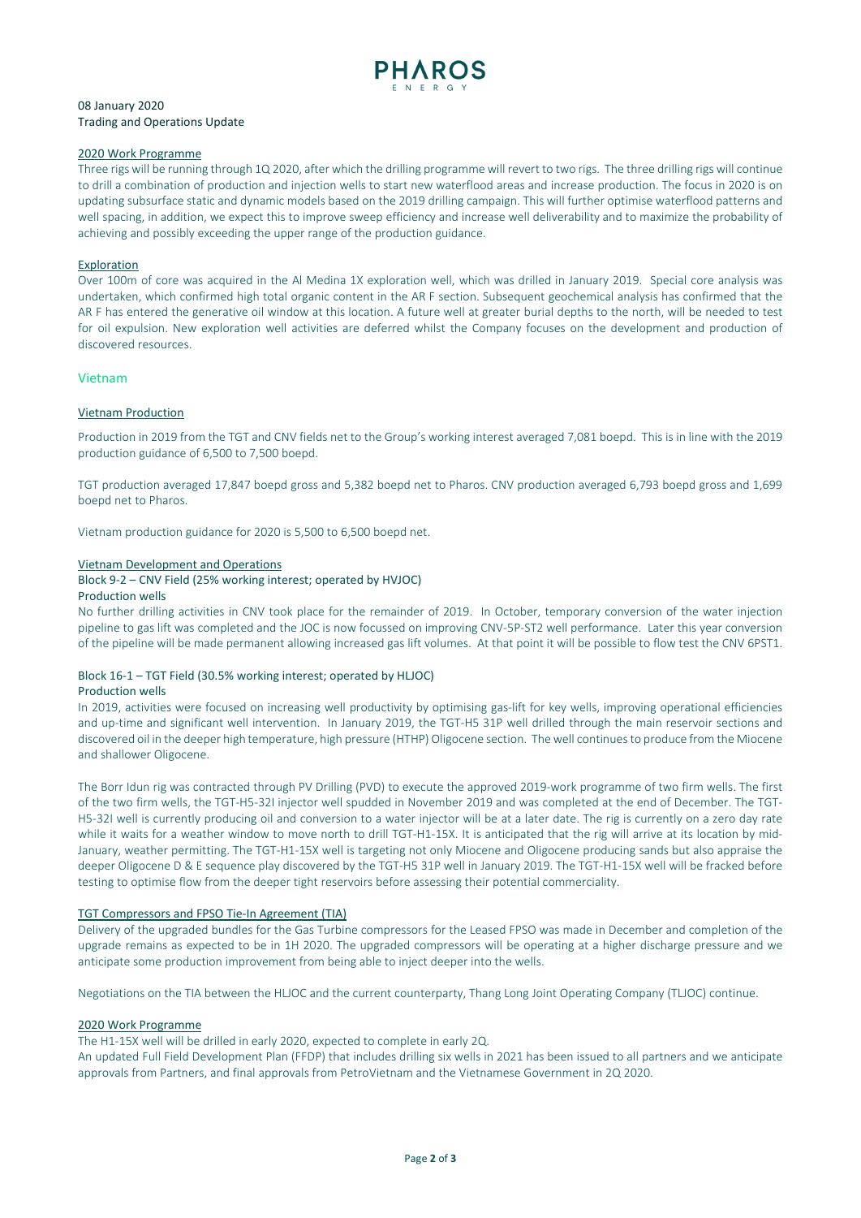08 January 2020
Trading and Operations Update

## 2020 Work Programme

Three rigs will be running through 1Q 2020, after which the drilling programme will revert to two rigs. The three drilling rigs will continue to drill a combination of production and injection wells to start new waterflood areas and increase production. The focus in 2020 is on updating subsurface static and dynamic models based on the 2019 drilling campaign. This will further optimise waterflood patterns and well spacing, in addition, we expect this to improve sweep efficiency and increase well deliverability and to maximize the probability of achieving and possibly exceeding the upper range of the production guidance.

## Exploration

Over 100m of core was acquired in the Al Medina 1X exploration well, which was drilled in January 2019. Special core analysis was undertaken, which confirmed high total organic content in the AR F section. Subsequent geochemical analysis has confirmed that the AR F has entered the generative oil window at this location. A future well at greater burial depths to the north, will be needed to test for oil expulsion. New exploration well activities are deferred whilst the Company focuses on the development and production of discovered resources.

# Vietnam

## Vietnam Production

Production in 2019 from the TGT and CNV fields net to the Group's working interest averaged 7,081 boepd. This is in line with the 2019 production guidance of 6,500 to 7,500 boepd.

TGT production averaged 17,847 boepd gross and 5,382 boepd net to Pharos. CNV production averaged 6,793 boepd gross and 1,699 boepd net to Pharos.

Vietnam production guidance for 2020 is 5,500 to 6,500 boepd net.

## Vietnam Development and Operations

### Block 9-2 – CNV Field (25% working interest; operated by HVJOC)

Production wells

No further drilling activities in CNV took place for the remainder of 2019. In October, temporary conversion of the water injection pipeline to gas lift was completed and the JOC is now focussed on improving CNV-5P-ST2 well performance. Later this year conversion of the pipeline will be made permanent allowing increased gas lift volumes. At that point it will be possible to flow test the CNV 6PST1.

### Block 16-1 – TGT Field (30.5% working interest; operated by HLJOC)

Production wells

In 2019, activities were focused on increasing well productivity by optimising gas-lift for key wells, improving operational efficiencies and up-time and significant well intervention. In January 2019, the TGT-H5 31P well drilled through the main reservoir sections and discovered oil in the deeper high temperature, high pressure (HTHP) Oligocene section. The well continues to produce from the Miocene and shallower Oligocene.

The Borr Idun rig was contracted through PV Drilling (PVD) to execute the approved 2019-work programme of two firm wells. The first of the two firm wells, the TGT-H5-32I injector well spudded in November 2019 and was completed at the end of December. The TGT-H5-32I well is currently producing oil and conversion to a water injector will be at a later date. The rig is currently on a zero day rate while it waits for a weather window to move north to drill TGT-H1-15X. It is anticipated that the rig will arrive at its location by mid-January, weather permitting. The TGT-H1-15X well is targeting not only Miocene and Oligocene producing sands but also appraise the deeper Oligocene D & E sequence play discovered by the TGT-H5 31P well in January 2019. The TGT-H1-15X well will be fracked before testing to optimise flow from the deeper tight reservoirs before assessing their potential commerciality.

## TGT Compressors and FPSO Tie-In Agreement (TIA)

Delivery of the upgraded bundles for the Gas Turbine compressors for the Leased FPSO was made in December and completion of the upgrade remains as expected to be in 1H 2020. The upgraded compressors will be operating at a higher discharge pressure and we anticipate some production improvement from being able to inject deeper into the wells.

Negotiations on the TIA between the HLJOC and the current counterparty, Thang Long Joint Operating Company (TLJOC) continue.

## 2020 Work Programme

The H1-15X well will be drilled in early 2020, expected to complete in early 2Q.

An updated Full Field Development Plan (FFDP) that includes drilling six wells in 2021 has been issued to all partners and we anticipate approvals from Partners, and final approvals from PetroVietnam and the Vietnamese Government in 2Q 2020.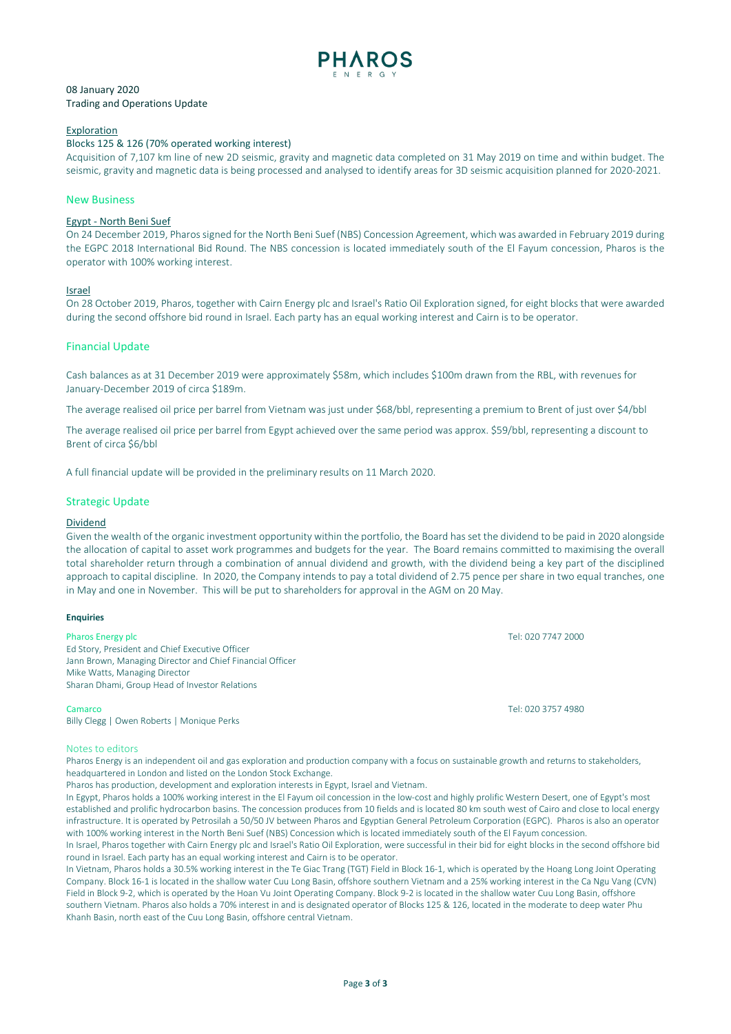PHAROS
ENERGY

08 January 2020
Trading and Operations Update

Exploration

Blocks 125 & 126 (70% operated working interest)

Acquisition of 7,107 km line of new 2D seismic, gravity and magnetic data completed on 31 May 2019 on time and within budget. The seismic, gravity and magnetic data is being processed and analysed to identify areas for 3D seismic acquisition planned for 2020-2021.

## New Business

Egypt - North Beni Suef

On 24 December 2019, Pharos signed for the North Beni Suef (NBS) Concession Agreement, which was awarded in February 2019 during the EGPC 2018 International Bid Round. The NBS concession is located immediately south of the El Fayum concession, Pharos is the operator with 100% working interest.

Israel

On 28 October 2019, Pharos, together with Cairn Energy plc and Israel's Ratio Oil Exploration signed, for eight blocks that were awarded during the second offshore bid round in Israel. Each party has an equal working interest and Cairn is to be operator.

## Financial Update

Cash balances as at 31 December 2019 were approximately $58m, which includes $100m drawn from the RBL, with revenues for January-December 2019 of circa $189m.

The average realised oil price per barrel from Vietnam was just under $68/bbl, representing a premium to Brent of just over $4/bbl

The average realised oil price per barrel from Egypt achieved over the same period was approx. $59/bbl, representing a discount to Brent of circa $6/bbl

A full financial update will be provided in the preliminary results on 11 March 2020.

## Strategic Update

Dividend

Given the wealth of the organic investment opportunity within the portfolio, the Board has set the dividend to be paid in 2020 alongside the allocation of capital to asset work programmes and budgets for the year. The Board remains committed to maximising the overall total shareholder return through a combination of annual dividend and growth, with the dividend being a key part of the disciplined approach to capital discipline. In 2020, the Company intends to pay a total dividend of 2.75 pence per share in two equal tranches, one in May and one in November. This will be put to shareholders for approval in the AGM on 20 May.

**Enquiries**

Pharos Energy plc — Tel: 020 7747 2000
Ed Story, President and Chief Executive Officer
Jann Brown, Managing Director and Chief Financial Officer
Mike Watts, Managing Director
Sharan Dhami, Group Head of Investor Relations

Camarco — Tel: 020 3757 4980
Billy Clegg | Owen Roberts | Monique Perks

Notes to editors

Pharos Energy is an independent oil and gas exploration and production company with a focus on sustainable growth and returns to stakeholders, headquartered in London and listed on the London Stock Exchange.

Pharos has production, development and exploration interests in Egypt, Israel and Vietnam.

In Egypt, Pharos holds a 100% working interest in the El Fayum oil concession in the low-cost and highly prolific Western Desert, one of Egypt's most established and prolific hydrocarbon basins. The concession produces from 10 fields and is located 80 km south west of Cairo and close to local energy infrastructure. It is operated by Petrosilah a 50/50 JV between Pharos and Egyptian General Petroleum Corporation (EGPC). Pharos is also an operator with 100% working interest in the North Beni Suef (NBS) Concession which is located immediately south of the El Fayum concession.

In Israel, Pharos together with Cairn Energy plc and Israel's Ratio Oil Exploration, were successful in their bid for eight blocks in the second offshore bid round in Israel. Each party has an equal working interest and Cairn is to be operator.

In Vietnam, Pharos holds a 30.5% working interest in the Te Giac Trang (TGT) Field in Block 16-1, which is operated by the Hoang Long Joint Operating Company. Block 16-1 is located in the shallow water Cuu Long Basin, offshore southern Vietnam and a 25% working interest in the Ca Ngu Vang (CVN) Field in Block 9-2, which is operated by the Hoan Vu Joint Operating Company. Block 9-2 is located in the shallow water Cuu Long Basin, offshore southern Vietnam. Pharos also holds a 70% interest in and is designated operator of Blocks 125 & 126, located in the moderate to deep water Phu Khanh Basin, north east of the Cuu Long Basin, offshore central Vietnam.